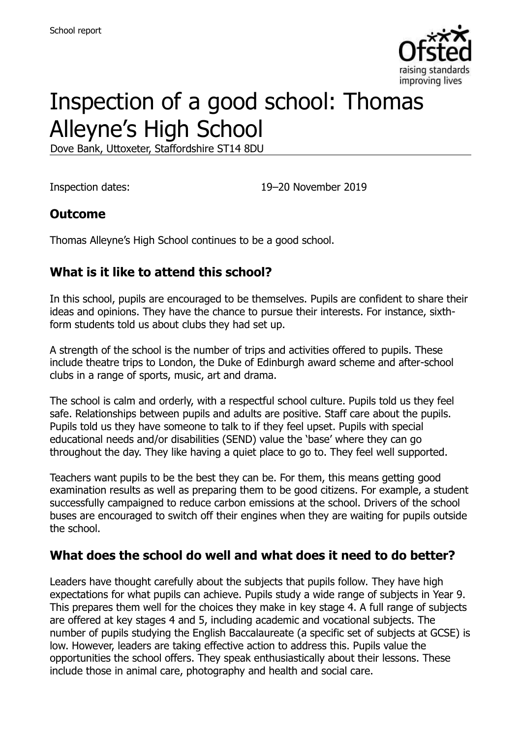School report

# Inspection of a good school: Thomas Alleyne's High School

Dove Bank, Uttoxeter, Staffordshire ST14 8DU

Inspection dates: 19–20 November 2019

## Outcome

Thomas Alleyne's High School continues to be a good school.

## What is it like to attend this school?

In this school, pupils are encouraged to be themselves. Pupils are confident to share their ideas and opinions. They have the chance to pursue their interests. For instance, sixth-form students told us about clubs they had set up.

A strength of the school is the number of trips and activities offered to pupils. These include theatre trips to London, the Duke of Edinburgh award scheme and after-school clubs in a range of sports, music, art and drama.

The school is calm and orderly, with a respectful school culture. Pupils told us they feel safe. Relationships between pupils and adults are positive. Staff care about the pupils. Pupils told us they have someone to talk to if they feel upset. Pupils with special educational needs and/or disabilities (SEND) value the 'base' where they can go throughout the day. They like having a quiet place to go to. They feel well supported.

Teachers want pupils to be the best they can be. For them, this means getting good examination results as well as preparing them to be good citizens. For example, a student successfully campaigned to reduce carbon emissions at the school. Drivers of the school buses are encouraged to switch off their engines when they are waiting for pupils outside the school.

## What does the school do well and what does it need to do better?

Leaders have thought carefully about the subjects that pupils follow. They have high expectations for what pupils can achieve. Pupils study a wide range of subjects in Year 9. This prepares them well for the choices they make in key stage 4. A full range of subjects are offered at key stages 4 and 5, including academic and vocational subjects. The number of pupils studying the English Baccalaureate (a specific set of subjects at GCSE) is low. However, leaders are taking effective action to address this. Pupils value the opportunities the school offers. They speak enthusiastically about their lessons. These include those in animal care, photography and health and social care.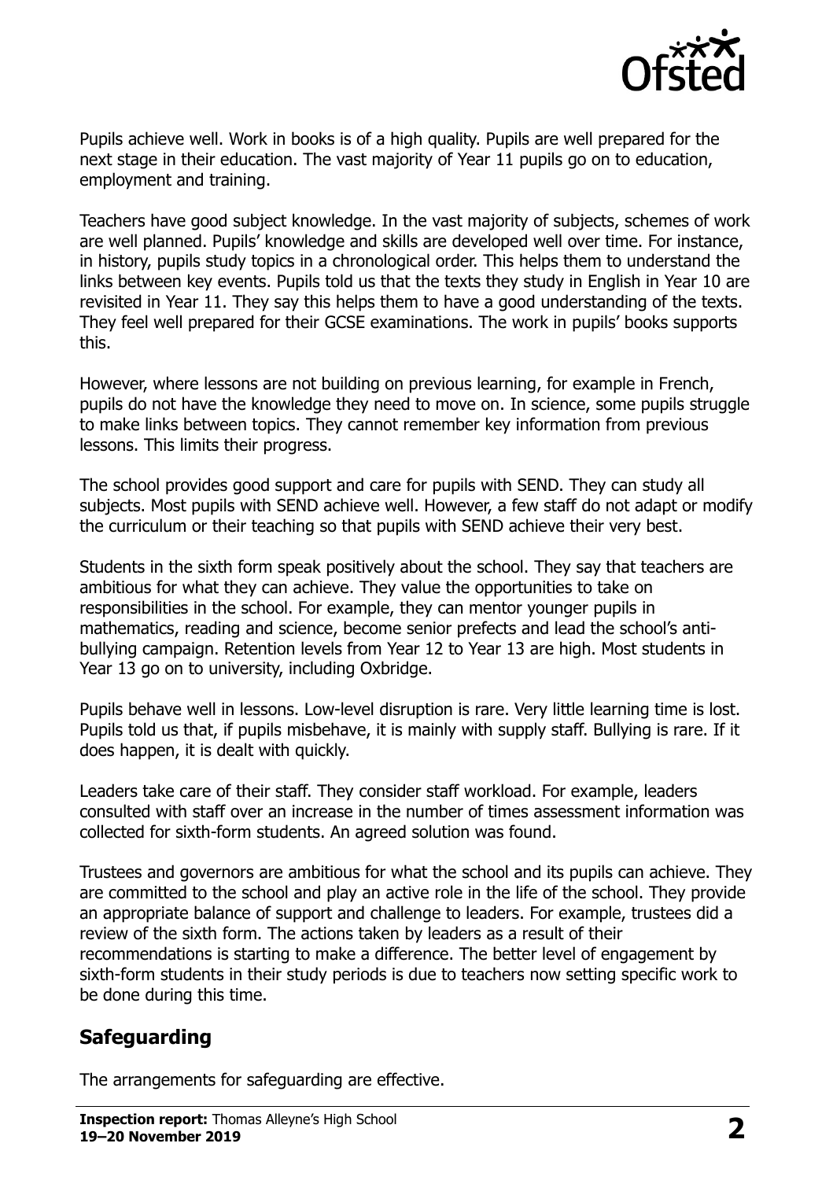Pupils achieve well. Work in books is of a high quality. Pupils are well prepared for the next stage in their education. The vast majority of Year 11 pupils go on to education, employment and training.

Teachers have good subject knowledge. In the vast majority of subjects, schemes of work are well planned. Pupils' knowledge and skills are developed well over time. For instance, in history, pupils study topics in a chronological order. This helps them to understand the links between key events. Pupils told us that the texts they study in English in Year 10 are revisited in Year 11. They say this helps them to have a good understanding of the texts. They feel well prepared for their GCSE examinations. The work in pupils' books supports this.

However, where lessons are not building on previous learning, for example in French, pupils do not have the knowledge they need to move on. In science, some pupils struggle to make links between topics. They cannot remember key information from previous lessons. This limits their progress.

The school provides good support and care for pupils with SEND. They can study all subjects. Most pupils with SEND achieve well. However, a few staff do not adapt or modify the curriculum or their teaching so that pupils with SEND achieve their very best.

Students in the sixth form speak positively about the school. They say that teachers are ambitious for what they can achieve. They value the opportunities to take on responsibilities in the school. For example, they can mentor younger pupils in mathematics, reading and science, become senior prefects and lead the school's anti-bullying campaign. Retention levels from Year 12 to Year 13 are high. Most students in Year 13 go on to university, including Oxbridge.

Pupils behave well in lessons. Low-level disruption is rare. Very little learning time is lost. Pupils told us that, if pupils misbehave, it is mainly with supply staff. Bullying is rare. If it does happen, it is dealt with quickly.

Leaders take care of their staff. They consider staff workload. For example, leaders consulted with staff over an increase in the number of times assessment information was collected for sixth-form students. An agreed solution was found.

Trustees and governors are ambitious for what the school and its pupils can achieve. They are committed to the school and play an active role in the life of the school. They provide an appropriate balance of support and challenge to leaders. For example, trustees did a review of the sixth form. The actions taken by leaders as a result of their recommendations is starting to make a difference. The better level of engagement by sixth-form students in their study periods is due to teachers now setting specific work to be done during this time.

## Safeguarding

The arrangements for safeguarding are effective.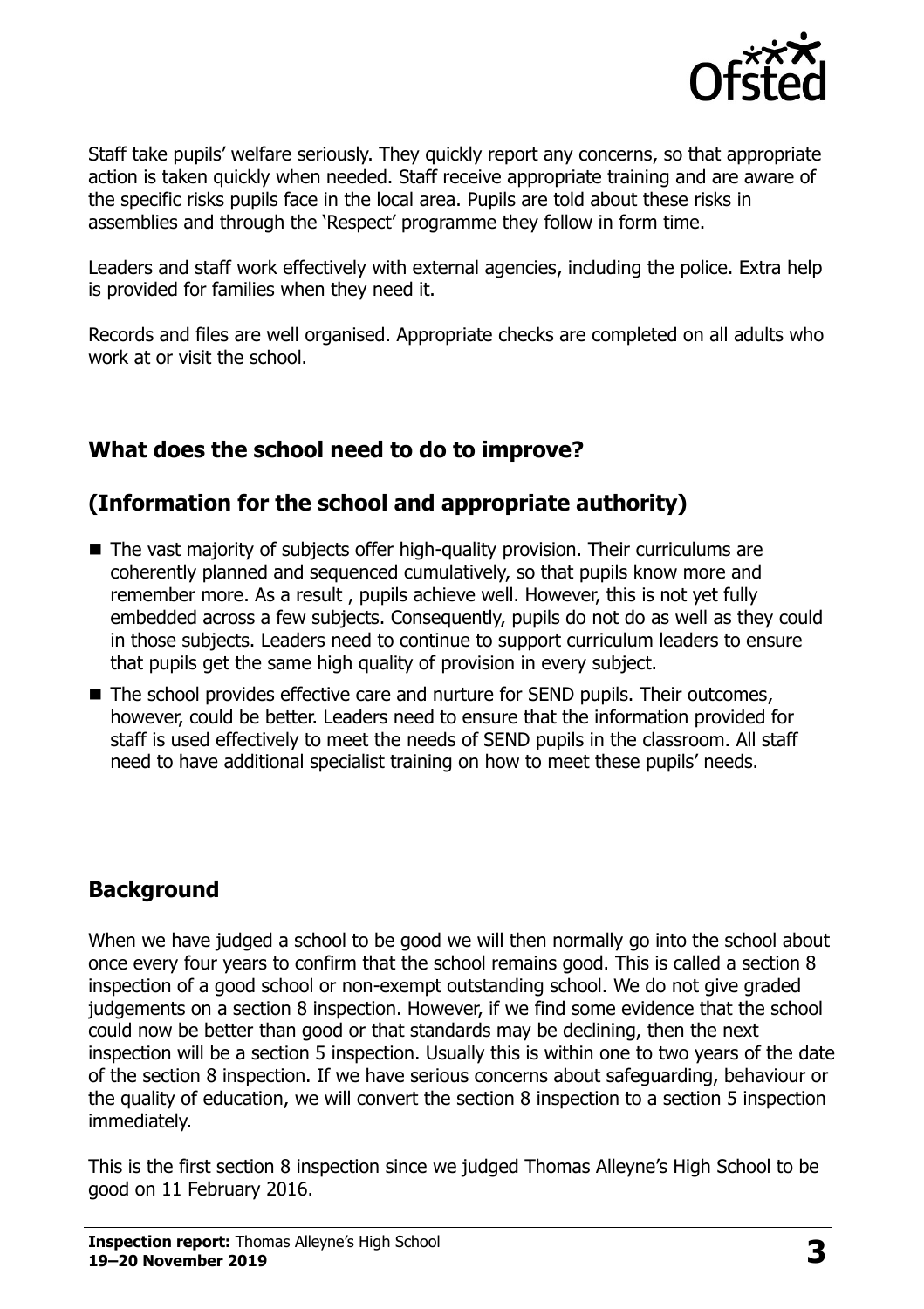Staff take pupils' welfare seriously. They quickly report any concerns, so that appropriate action is taken quickly when needed. Staff receive appropriate training and are aware of the specific risks pupils face in the local area. Pupils are told about these risks in assemblies and through the 'Respect' programme they follow in form time.

Leaders and staff work effectively with external agencies, including the police. Extra help is provided for families when they need it.

Records and files are well organised. Appropriate checks are completed on all adults who work at or visit the school.

## What does the school need to do to improve?

## (Information for the school and appropriate authority)

- The vast majority of subjects offer high-quality provision. Their curriculums are coherently planned and sequenced cumulatively, so that pupils know more and remember more. As a result , pupils achieve well. However, this is not yet fully embedded across a few subjects. Consequently, pupils do not do as well as they could in those subjects. Leaders need to continue to support curriculum leaders to ensure that pupils get the same high quality of provision in every subject.
- The school provides effective care and nurture for SEND pupils. Their outcomes, however, could be better. Leaders need to ensure that the information provided for staff is used effectively to meet the needs of SEND pupils in the classroom. All staff need to have additional specialist training on how to meet these pupils' needs.

## Background

When we have judged a school to be good we will then normally go into the school about once every four years to confirm that the school remains good. This is called a section 8 inspection of a good school or non-exempt outstanding school. We do not give graded judgements on a section 8 inspection. However, if we find some evidence that the school could now be better than good or that standards may be declining, then the next inspection will be a section 5 inspection. Usually this is within one to two years of the date of the section 8 inspection. If we have serious concerns about safeguarding, behaviour or the quality of education, we will convert the section 8 inspection to a section 5 inspection immediately.

This is the first section 8 inspection since we judged Thomas Alleyne's High School to be good on 11 February 2016.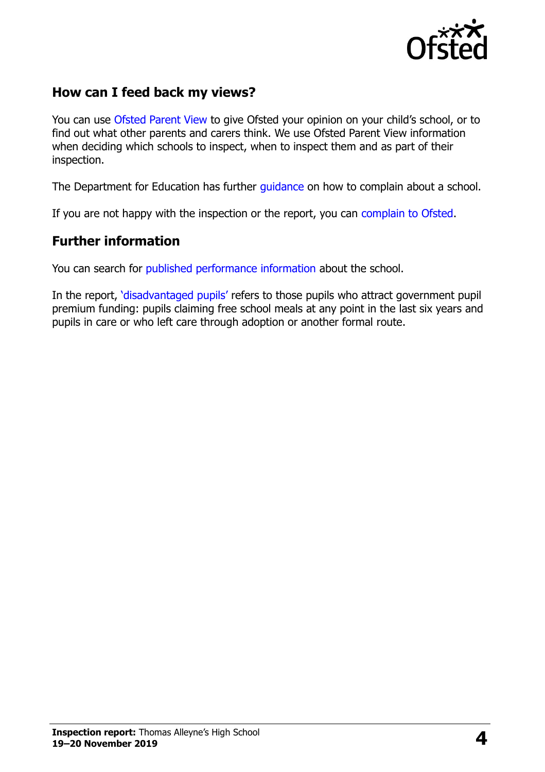## How can I feed back my views?

You can use Ofsted Parent View to give Ofsted your opinion on your child's school, or to find out what other parents and carers think. We use Ofsted Parent View information when deciding which schools to inspect, when to inspect them and as part of their inspection.

The Department for Education has further guidance on how to complain about a school.

If you are not happy with the inspection or the report, you can complain to Ofsted.

## Further information

You can search for published performance information about the school.

In the report, 'disadvantaged pupils' refers to those pupils who attract government pupil premium funding: pupils claiming free school meals at any point in the last six years and pupils in care or who left care through adoption or another formal route.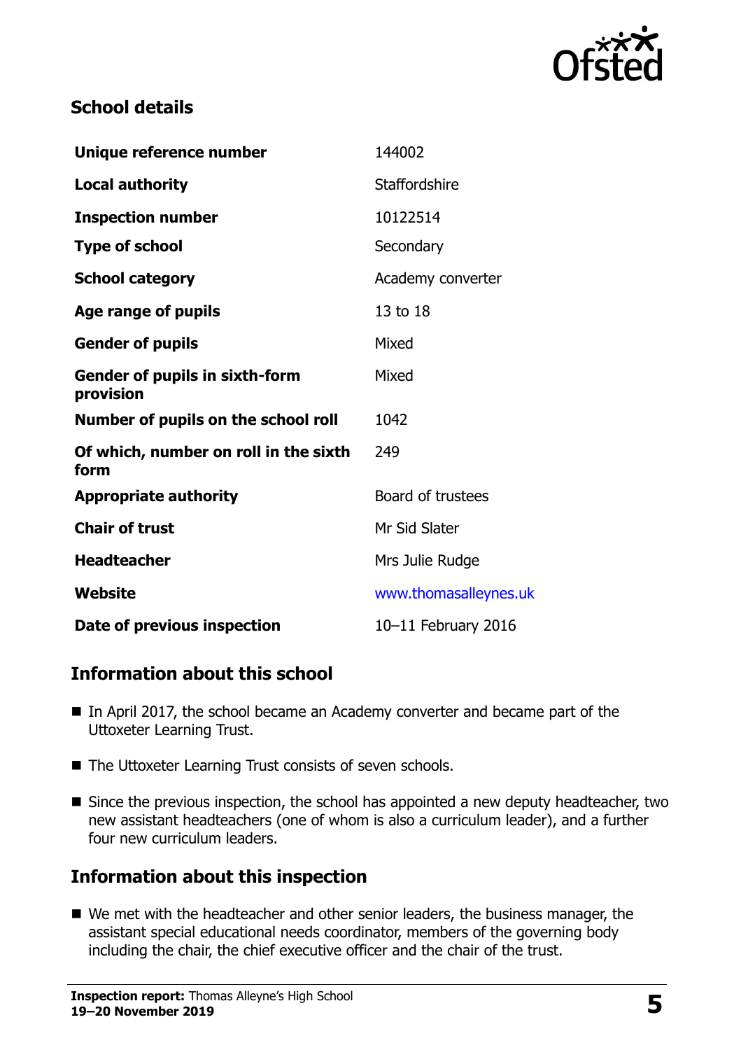## School details

| | |
|---|---|
| **Unique reference number** | 144002 |
| **Local authority** | Staffordshire |
| **Inspection number** | 10122514 |
| **Type of school** | Secondary |
| **School category** | Academy converter |
| **Age range of pupils** | 13 to 18 |
| **Gender of pupils** | Mixed |
| **Gender of pupils in sixth-form provision** | Mixed |
| **Number of pupils on the school roll** | 1042 |
| **Of which, number on roll in the sixth form** | 249 |
| **Appropriate authority** | Board of trustees |
| **Chair of trust** | Mr Sid Slater |
| **Headteacher** | Mrs Julie Rudge |
| **Website** | www.thomasalleynes.uk |
| **Date of previous inspection** | 10–11 February 2016 |

## Information about this school

- In April 2017, the school became an Academy converter and became part of the Uttoxeter Learning Trust.
- The Uttoxeter Learning Trust consists of seven schools.
- Since the previous inspection, the school has appointed a new deputy headteacher, two new assistant headteachers (one of whom is also a curriculum leader), and a further four new curriculum leaders.

## Information about this inspection

- We met with the headteacher and other senior leaders, the business manager, the assistant special educational needs coordinator, members of the governing body including the chair, the chief executive officer and the chair of the trust.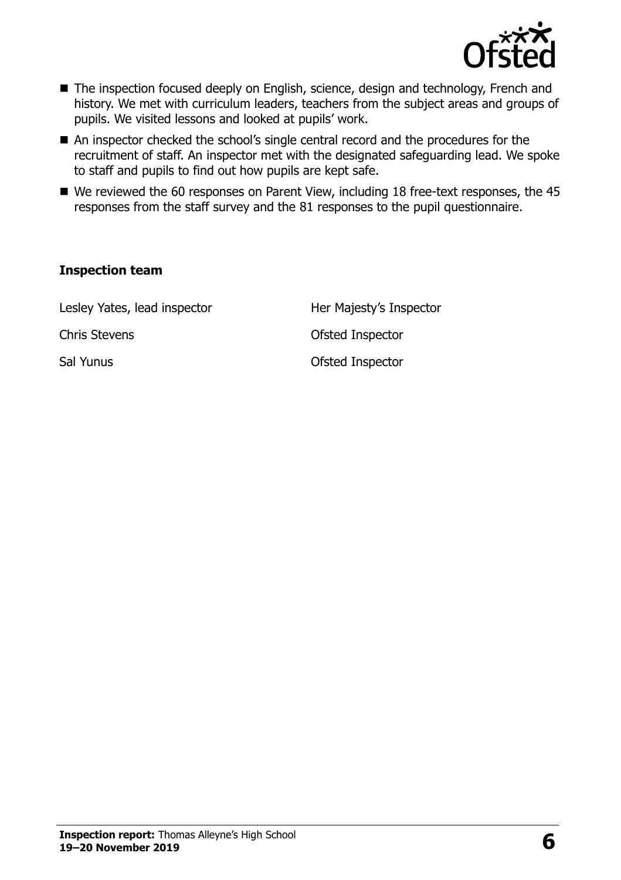- The inspection focused deeply on English, science, design and technology, French and history. We met with curriculum leaders, teachers from the subject areas and groups of pupils. We visited lessons and looked at pupils' work.
- An inspector checked the school's single central record and the procedures for the recruitment of staff. An inspector met with the designated safeguarding lead. We spoke to staff and pupils to find out how pupils are kept safe.
- We reviewed the 60 responses on Parent View, including 18 free-text responses, the 45 responses from the staff survey and the 81 responses to the pupil questionnaire.

### Inspection team

| | |
|---|---|
| Lesley Yates, lead inspector | Her Majesty's Inspector |
| Chris Stevens | Ofsted Inspector |
| Sal Yunus | Ofsted Inspector |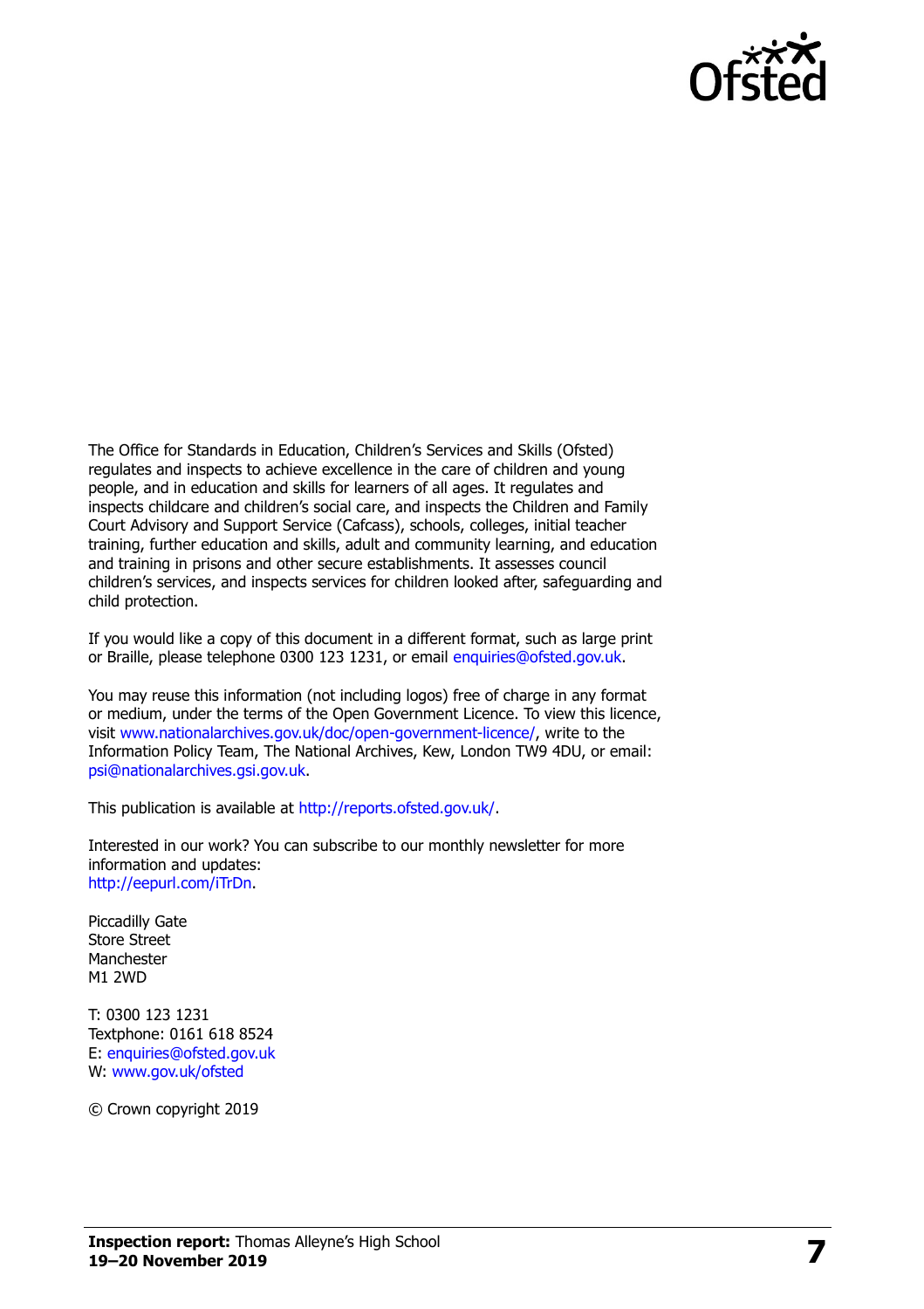The Office for Standards in Education, Children's Services and Skills (Ofsted) regulates and inspects to achieve excellence in the care of children and young people, and in education and skills for learners of all ages. It regulates and inspects childcare and children's social care, and inspects the Children and Family Court Advisory and Support Service (Cafcass), schools, colleges, initial teacher training, further education and skills, adult and community learning, and education and training in prisons and other secure establishments. It assesses council children's services, and inspects services for children looked after, safeguarding and child protection.

If you would like a copy of this document in a different format, such as large print or Braille, please telephone 0300 123 1231, or email enquiries@ofsted.gov.uk.

You may reuse this information (not including logos) free of charge in any format or medium, under the terms of the Open Government Licence. To view this licence, visit www.nationalarchives.gov.uk/doc/open-government-licence/, write to the Information Policy Team, The National Archives, Kew, London TW9 4DU, or email: psi@nationalarchives.gsi.gov.uk.

This publication is available at http://reports.ofsted.gov.uk/.

Interested in our work? You can subscribe to our monthly newsletter for more information and updates:
http://eepurl.com/iTrDn.

Piccadilly Gate
Store Street
Manchester
M1 2WD

T: 0300 123 1231
Textphone: 0161 618 8524
E: enquiries@ofsted.gov.uk
W: www.gov.uk/ofsted

© Crown copyright 2019